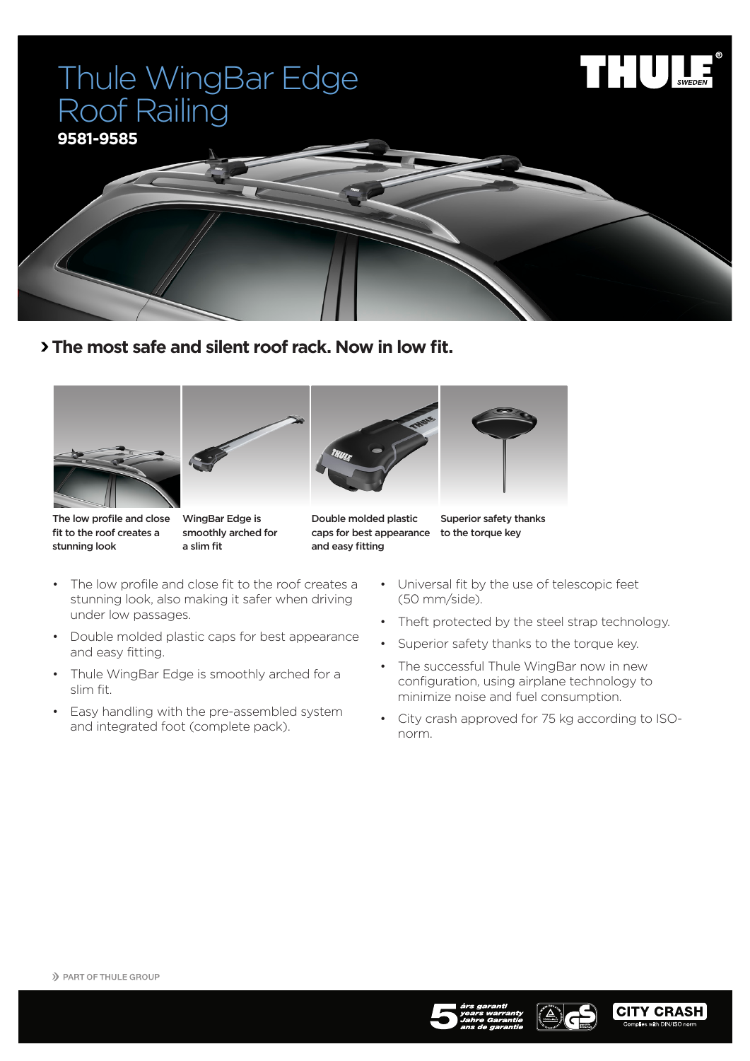# Thule WingBar Edge Roof Railing

**9581-9585**

THULE SWEDEN

## › The most safe and silent roof rack. Now in low fit.

**The low profile and close fit to the roof creates a stunning look**

**WingBar Edge is smoothly arched for a slim fit**

**Double molded plastic caps for best appearance and easy fitting**

**Superior safety thanks to the torque key**

- The low profile and close fit to the roof creates a stunning look, also making it safer when driving under low passages.
- Double molded plastic caps for best appearance and easy fitting.
- Thule WingBar Edge is smoothly arched for a slim fit.
- Easy handling with the pre-assembled system and integrated foot (complete pack).
- Universal fit by the use of telescopic feet (50 mm/side).
- Theft protected by the steel strap technology.
- Superior safety thanks to the torque key.
- The successful Thule WingBar now in new configuration, using airplane technology to minimize noise and fuel consumption.
- City crash approved for 75 kg according to ISO-norm.

» PART OF THULE GROUP

5 års garanti / years warranty / Jahre Garantie / ans de garantie

CITY CRASH Complies with DIN/ISO norm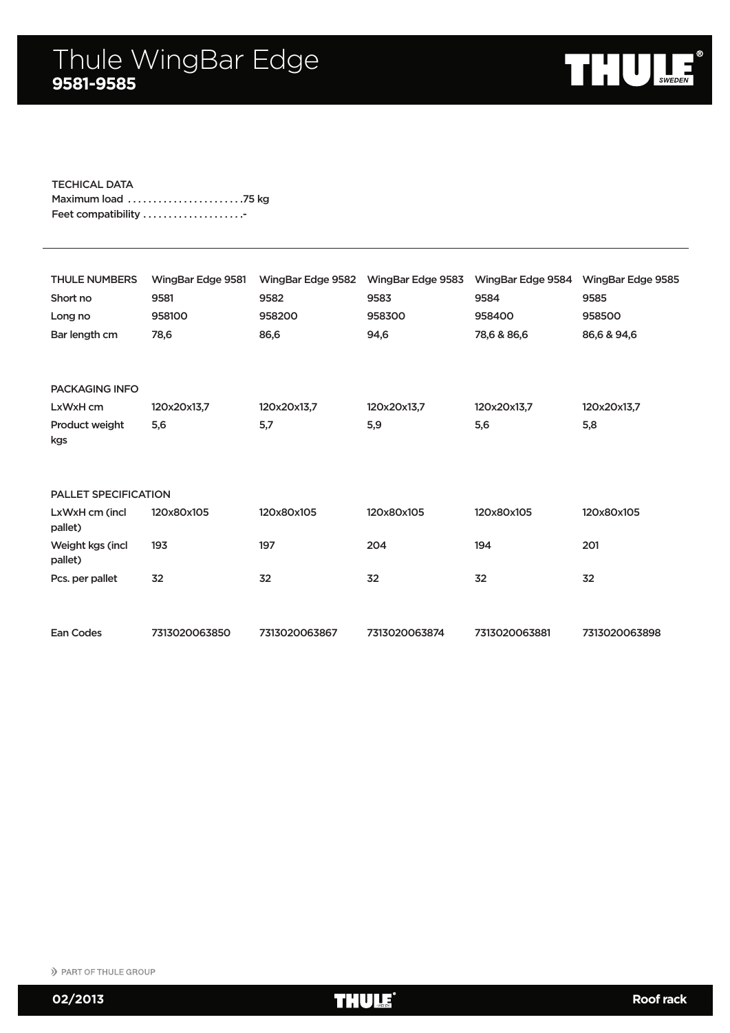# Thule WingBar Edge
**9581-9585**

TECHICAL DATA
Maximum load . . . . . . . . . . . . . . . . . . . . . . .75 kg
Feet compatibility . . . . . . . . . . . . . . . . . . . .-

| THULE NUMBERS | WingBar Edge 9581 | WingBar Edge 9582 | WingBar Edge 9583 | WingBar Edge 9584 | WingBar Edge 9585 |
|---|---|---|---|---|---|
| Short no | 9581 | 9582 | 9583 | 9584 | 9585 |
| Long no | 958100 | 958200 | 958300 | 958400 | 958500 |
| Bar length cm | 78,6 | 86,6 | 94,6 | 78,6 & 86,6 | 86,6 & 94,6 |
| PACKAGING INFO | | | | | |
| LxWxH cm | 120x20x13,7 | 120x20x13,7 | 120x20x13,7 | 120x20x13,7 | 120x20x13,7 |
| Product weight kgs | 5,6 | 5,7 | 5,9 | 5,6 | 5,8 |
| PALLET SPECIFICATION | | | | | |
| LxWxH cm (incl pallet) | 120x80x105 | 120x80x105 | 120x80x105 | 120x80x105 | 120x80x105 |
| Weight kgs (incl pallet) | 193 | 197 | 204 | 194 | 201 |
| Pcs. per pallet | 32 | 32 | 32 | 32 | 32 |
| Ean Codes | 7313020063850 | 7313020063867 | 7313020063874 | 7313020063881 | 7313020063898 |

PART OF THULE GROUP

02/2013

Roof rack